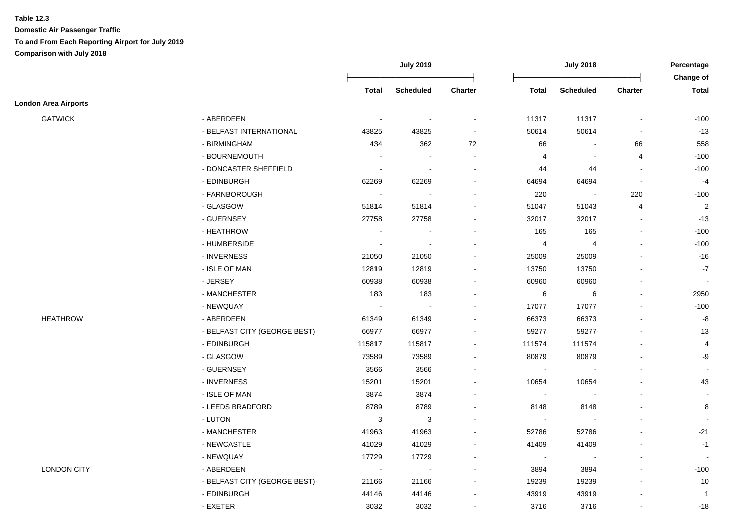**Table 12.3**

**Domestic Air Passenger Traffic**

**To and From Each Reporting Airport for July 2019**

**Comparison with July 2018**

| | | July 2019 | | | July 2018 | | | Percentage Change of |
|---|---|---|---|---|---|---|---|---|
| | | Total | Scheduled | Charter | Total | Scheduled | Charter | Total |
| **London Area Airports** | | | | | | | | |
| GATWICK | - ABERDEEN | - | - | - | 11317 | 11317 | - | -100 |
| | - BELFAST INTERNATIONAL | 43825 | 43825 | - | 50614 | 50614 | - | -13 |
| | - BIRMINGHAM | 434 | 362 | 72 | 66 | - | 66 | 558 |
| | - BOURNEMOUTH | - | - | - | 4 | - | 4 | -100 |
| | - DONCASTER SHEFFIELD | - | - | - | 44 | 44 | - | -100 |
| | - EDINBURGH | 62269 | 62269 | - | 64694 | 64694 | - | -4 |
| | - FARNBOROUGH | - | - | - | 220 | - | 220 | -100 |
| | - GLASGOW | 51814 | 51814 | - | 51047 | 51043 | 4 | 2 |
| | - GUERNSEY | 27758 | 27758 | - | 32017 | 32017 | - | -13 |
| | - HEATHROW | - | - | - | 165 | 165 | - | -100 |
| | - HUMBERSIDE | - | - | - | 4 | 4 | - | -100 |
| | - INVERNESS | 21050 | 21050 | - | 25009 | 25009 | - | -16 |
| | - ISLE OF MAN | 12819 | 12819 | - | 13750 | 13750 | - | -7 |
| | - JERSEY | 60938 | 60938 | - | 60960 | 60960 | - | - |
| | - MANCHESTER | 183 | 183 | - | 6 | 6 | - | 2950 |
| | - NEWQUAY | - | - | - | 17077 | 17077 | - | -100 |
| HEATHROW | - ABERDEEN | 61349 | 61349 | - | 66373 | 66373 | - | -8 |
| | - BELFAST CITY (GEORGE BEST) | 66977 | 66977 | - | 59277 | 59277 | - | 13 |
| | - EDINBURGH | 115817 | 115817 | - | 111574 | 111574 | - | 4 |
| | - GLASGOW | 73589 | 73589 | - | 80879 | 80879 | - | -9 |
| | - GUERNSEY | 3566 | 3566 | - | - | - | - | - |
| | - INVERNESS | 15201 | 15201 | - | 10654 | 10654 | - | 43 |
| | - ISLE OF MAN | 3874 | 3874 | - | - | - | - | - |
| | - LEEDS BRADFORD | 8789 | 8789 | - | 8148 | 8148 | - | 8 |
| | - LUTON | 3 | 3 | - | - | - | - | - |
| | - MANCHESTER | 41963 | 41963 | - | 52786 | 52786 | - | -21 |
| | - NEWCASTLE | 41029 | 41029 | - | 41409 | 41409 | - | -1 |
| | - NEWQUAY | 17729 | 17729 | - | - | - | - | - |
| LONDON CITY | - ABERDEEN | - | - | - | 3894 | 3894 | - | -100 |
| | - BELFAST CITY (GEORGE BEST) | 21166 | 21166 | - | 19239 | 19239 | - | 10 |
| | - EDINBURGH | 44146 | 44146 | - | 43919 | 43919 | - | 1 |
| | - EXETER | 3032 | 3032 | - | 3716 | 3716 | - | -18 |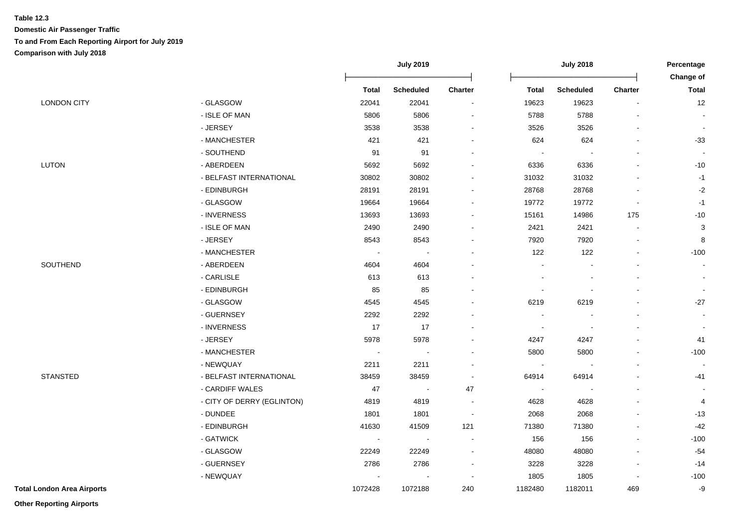**Table 12.3**

**Domestic Air Passenger Traffic**

**To and From Each Reporting Airport for July 2019**

**Comparison with July 2018**

| | | July 2019 | | | July 2018 | | | Percentage Change of |
|---|---|---|---|---|---|---|---|---|
| | | **Total** | **Scheduled** | **Charter** | **Total** | **Scheduled** | **Charter** | **Total** |
| LONDON CITY | - GLASGOW | 22041 | 22041 | - | 19623 | 19623 | - | 12 |
| | - ISLE OF MAN | 5806 | 5806 | - | 5788 | 5788 | - | - |
| | - JERSEY | 3538 | 3538 | - | 3526 | 3526 | - | - |
| | - MANCHESTER | 421 | 421 | - | 624 | 624 | - | -33 |
| | - SOUTHEND | 91 | 91 | - | - | - | - | - |
| LUTON | - ABERDEEN | 5692 | 5692 | - | 6336 | 6336 | - | -10 |
| | - BELFAST INTERNATIONAL | 30802 | 30802 | - | 31032 | 31032 | - | -1 |
| | - EDINBURGH | 28191 | 28191 | - | 28768 | 28768 | - | -2 |
| | - GLASGOW | 19664 | 19664 | - | 19772 | 19772 | - | -1 |
| | - INVERNESS | 13693 | 13693 | - | 15161 | 14986 | 175 | -10 |
| | - ISLE OF MAN | 2490 | 2490 | - | 2421 | 2421 | - | 3 |
| | - JERSEY | 8543 | 8543 | - | 7920 | 7920 | - | 8 |
| | - MANCHESTER | - | - | - | 122 | 122 | - | -100 |
| SOUTHEND | - ABERDEEN | 4604 | 4604 | - | - | - | - | - |
| | - CARLISLE | 613 | 613 | - | - | - | - | - |
| | - EDINBURGH | 85 | 85 | - | - | - | - | - |
| | - GLASGOW | 4545 | 4545 | - | 6219 | 6219 | - | -27 |
| | - GUERNSEY | 2292 | 2292 | - | - | - | - | - |
| | - INVERNESS | 17 | 17 | - | - | - | - | - |
| | - JERSEY | 5978 | 5978 | - | 4247 | 4247 | - | 41 |
| | - MANCHESTER | - | - | - | 5800 | 5800 | - | -100 |
| | - NEWQUAY | 2211 | 2211 | - | - | - | - | - |
| STANSTED | - BELFAST INTERNATIONAL | 38459 | 38459 | - | 64914 | 64914 | - | -41 |
| | - CARDIFF WALES | 47 | - | 47 | - | - | - | - |
| | - CITY OF DERRY (EGLINTON) | 4819 | 4819 | - | 4628 | 4628 | - | 4 |
| | - DUNDEE | 1801 | 1801 | - | 2068 | 2068 | - | -13 |
| | - EDINBURGH | 41630 | 41509 | 121 | 71380 | 71380 | - | -42 |
| | - GATWICK | - | - | - | 156 | 156 | - | -100 |
| | - GLASGOW | 22249 | 22249 | - | 48080 | 48080 | - | -54 |
| | - GUERNSEY | 2786 | 2786 | - | 3228 | 3228 | - | -14 |
| | - NEWQUAY | - | - | - | 1805 | 1805 | - | -100 |
| **Total London Area Airports** | | 1072428 | 1072188 | 240 | 1182480 | 1182011 | 469 | -9 |

**Other Reporting Airports**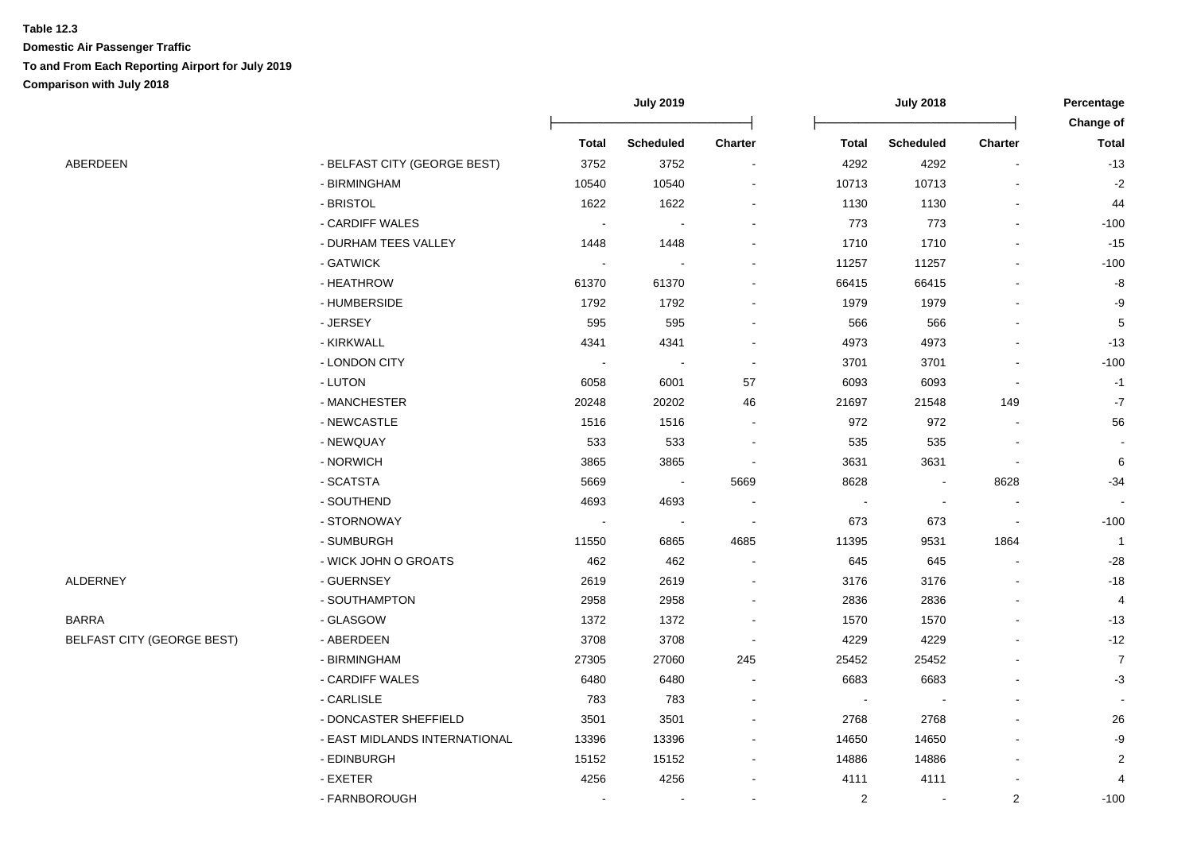**Table 12.3**

**Domestic Air Passenger Traffic**

**To and From Each Reporting Airport for July 2019**

**Comparison with July 2018**

| | | July 2019 | | | July 2018 | | | Percentage Change of |
|---|---|---|---|---|---|---|---|---|
| | | Total | Scheduled | Charter | Total | Scheduled | Charter | Total |
| ABERDEEN | - BELFAST CITY (GEORGE BEST) | 3752 | 3752 | - | 4292 | 4292 | - | -13 |
| | - BIRMINGHAM | 10540 | 10540 | - | 10713 | 10713 | - | -2 |
| | - BRISTOL | 1622 | 1622 | - | 1130 | 1130 | - | 44 |
| | - CARDIFF WALES | - | - | - | 773 | 773 | - | -100 |
| | - DURHAM TEES VALLEY | 1448 | 1448 | - | 1710 | 1710 | - | -15 |
| | - GATWICK | - | - | - | 11257 | 11257 | - | -100 |
| | - HEATHROW | 61370 | 61370 | - | 66415 | 66415 | - | -8 |
| | - HUMBERSIDE | 1792 | 1792 | - | 1979 | 1979 | - | -9 |
| | - JERSEY | 595 | 595 | - | 566 | 566 | - | 5 |
| | - KIRKWALL | 4341 | 4341 | - | 4973 | 4973 | - | -13 |
| | - LONDON CITY | - | - | - | 3701 | 3701 | - | -100 |
| | - LUTON | 6058 | 6001 | 57 | 6093 | 6093 | - | -1 |
| | - MANCHESTER | 20248 | 20202 | 46 | 21697 | 21548 | 149 | -7 |
| | - NEWCASTLE | 1516 | 1516 | - | 972 | 972 | - | 56 |
| | - NEWQUAY | 533 | 533 | - | 535 | 535 | - | - |
| | - NORWICH | 3865 | 3865 | - | 3631 | 3631 | - | 6 |
| | - SCATSTA | 5669 | - | 5669 | 8628 | - | 8628 | -34 |
| | - SOUTHEND | 4693 | 4693 | - | - | - | - | - |
| | - STORNOWAY | - | - | - | 673 | 673 | - | -100 |
| | - SUMBURGH | 11550 | 6865 | 4685 | 11395 | 9531 | 1864 | 1 |
| | - WICK JOHN O GROATS | 462 | 462 | - | 645 | 645 | - | -28 |
| ALDERNEY | - GUERNSEY | 2619 | 2619 | - | 3176 | 3176 | - | -18 |
| | - SOUTHAMPTON | 2958 | 2958 | - | 2836 | 2836 | - | 4 |
| BARRA | - GLASGOW | 1372 | 1372 | - | 1570 | 1570 | - | -13 |
| BELFAST CITY (GEORGE BEST) | - ABERDEEN | 3708 | 3708 | - | 4229 | 4229 | - | -12 |
| | - BIRMINGHAM | 27305 | 27060 | 245 | 25452 | 25452 | - | 7 |
| | - CARDIFF WALES | 6480 | 6480 | - | 6683 | 6683 | - | -3 |
| | - CARLISLE | 783 | 783 | - | - | - | - | - |
| | - DONCASTER SHEFFIELD | 3501 | 3501 | - | 2768 | 2768 | - | 26 |
| | - EAST MIDLANDS INTERNATIONAL | 13396 | 13396 | - | 14650 | 14650 | - | -9 |
| | - EDINBURGH | 15152 | 15152 | - | 14886 | 14886 | - | 2 |
| | - EXETER | 4256 | 4256 | - | 4111 | 4111 | - | 4 |
| | - FARNBOROUGH | - | - | - | 2 | - | 2 | -100 |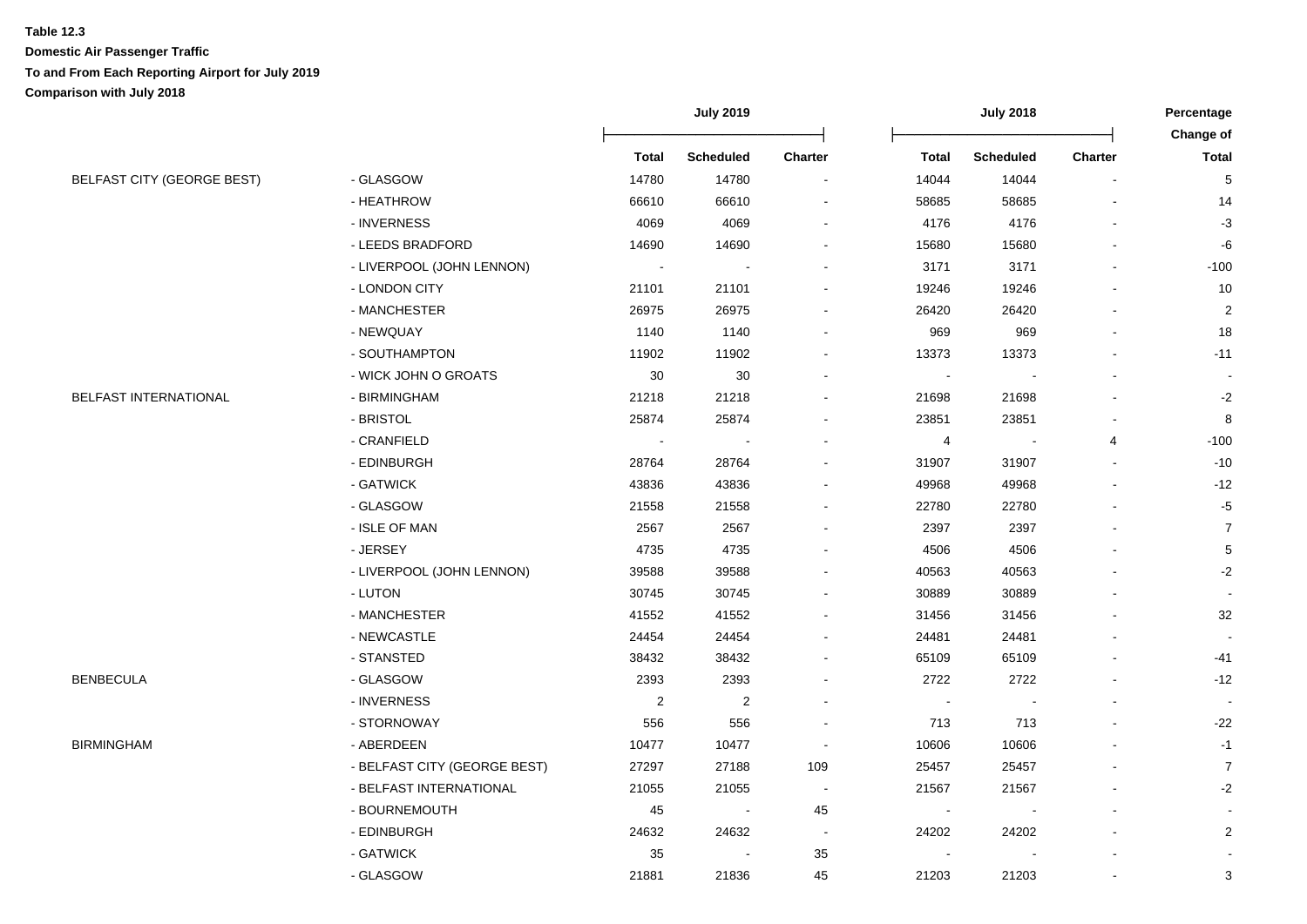**Table 12.3**

**Domestic Air Passenger Traffic**

**To and From Each Reporting Airport for July 2019**

**Comparison with July 2018**

| | | July 2019 | | | July 2018 | | | Percentage Change of |
|---|---|---|---|---|---|---|---|---|
| | | Total | Scheduled | Charter | Total | Scheduled | Charter | Total |
| BELFAST CITY (GEORGE BEST) | - GLASGOW | 14780 | 14780 | - | 14044 | 14044 | - | 5 |
| | - HEATHROW | 66610 | 66610 | - | 58685 | 58685 | - | 14 |
| | - INVERNESS | 4069 | 4069 | - | 4176 | 4176 | - | -3 |
| | - LEEDS BRADFORD | 14690 | 14690 | - | 15680 | 15680 | - | -6 |
| | - LIVERPOOL (JOHN LENNON) | - | - | - | 3171 | 3171 | - | -100 |
| | - LONDON CITY | 21101 | 21101 | - | 19246 | 19246 | - | 10 |
| | - MANCHESTER | 26975 | 26975 | - | 26420 | 26420 | - | 2 |
| | - NEWQUAY | 1140 | 1140 | - | 969 | 969 | - | 18 |
| | - SOUTHAMPTON | 11902 | 11902 | - | 13373 | 13373 | - | -11 |
| | - WICK JOHN O GROATS | 30 | 30 | - | - | - | - | - |
| BELFAST INTERNATIONAL | - BIRMINGHAM | 21218 | 21218 | - | 21698 | 21698 | - | -2 |
| | - BRISTOL | 25874 | 25874 | - | 23851 | 23851 | - | 8 |
| | - CRANFIELD | - | - | - | 4 | - | 4 | -100 |
| | - EDINBURGH | 28764 | 28764 | - | 31907 | 31907 | - | -10 |
| | - GATWICK | 43836 | 43836 | - | 49968 | 49968 | - | -12 |
| | - GLASGOW | 21558 | 21558 | - | 22780 | 22780 | - | -5 |
| | - ISLE OF MAN | 2567 | 2567 | - | 2397 | 2397 | - | 7 |
| | - JERSEY | 4735 | 4735 | - | 4506 | 4506 | - | 5 |
| | - LIVERPOOL (JOHN LENNON) | 39588 | 39588 | - | 40563 | 40563 | - | -2 |
| | - LUTON | 30745 | 30745 | - | 30889 | 30889 | - | - |
| | - MANCHESTER | 41552 | 41552 | - | 31456 | 31456 | - | 32 |
| | - NEWCASTLE | 24454 | 24454 | - | 24481 | 24481 | - | - |
| | - STANSTED | 38432 | 38432 | - | 65109 | 65109 | - | -41 |
| BENBECULA | - GLASGOW | 2393 | 2393 | - | 2722 | 2722 | - | -12 |
| | - INVERNESS | 2 | 2 | - | - | - | - | - |
| | - STORNOWAY | 556 | 556 | - | 713 | 713 | - | -22 |
| BIRMINGHAM | - ABERDEEN | 10477 | 10477 | - | 10606 | 10606 | - | -1 |
| | - BELFAST CITY (GEORGE BEST) | 27297 | 27188 | 109 | 25457 | 25457 | - | 7 |
| | - BELFAST INTERNATIONAL | 21055 | 21055 | - | 21567 | 21567 | - | -2 |
| | - BOURNEMOUTH | 45 | - | 45 | - | - | - | - |
| | - EDINBURGH | 24632 | 24632 | - | 24202 | 24202 | - | 2 |
| | - GATWICK | 35 | - | 35 | - | - | - | - |
| | - GLASGOW | 21881 | 21836 | 45 | 21203 | 21203 | - | 3 |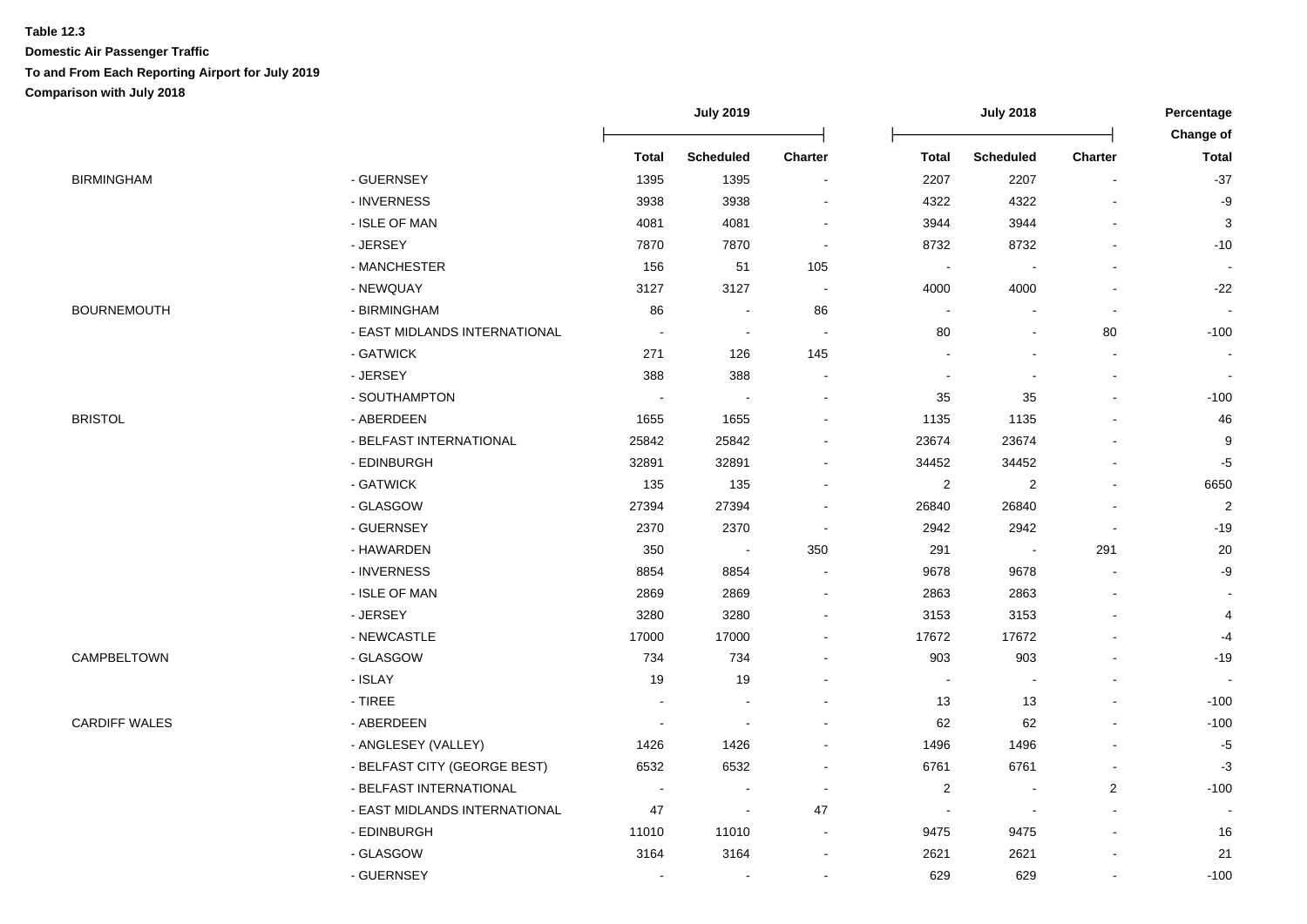**Table 12.3**

**Domestic Air Passenger Traffic**

**To and From Each Reporting Airport for July 2019**

**Comparison with July 2018**

| | | July 2019 | | | July 2018 | | | Percentage Change of |
|---|---|---|---|---|---|---|---|---|
| | | **Total** | **Scheduled** | **Charter** | **Total** | **Scheduled** | **Charter** | **Total** |
| BIRMINGHAM | - GUERNSEY | 1395 | 1395 | - | 2207 | 2207 | - | -37 |
| | - INVERNESS | 3938 | 3938 | - | 4322 | 4322 | - | -9 |
| | - ISLE OF MAN | 4081 | 4081 | - | 3944 | 3944 | - | 3 |
| | - JERSEY | 7870 | 7870 | - | 8732 | 8732 | - | -10 |
| | - MANCHESTER | 156 | 51 | 105 | - | - | - | - |
| | - NEWQUAY | 3127 | 3127 | - | 4000 | 4000 | - | -22 |
| BOURNEMOUTH | - BIRMINGHAM | 86 | - | 86 | - | - | - | - |
| | - EAST MIDLANDS INTERNATIONAL | - | - | - | 80 | - | 80 | -100 |
| | - GATWICK | 271 | 126 | 145 | - | - | - | - |
| | - JERSEY | 388 | 388 | - | - | - | - | - |
| | - SOUTHAMPTON | - | - | - | 35 | 35 | - | -100 |
| BRISTOL | - ABERDEEN | 1655 | 1655 | - | 1135 | 1135 | - | 46 |
| | - BELFAST INTERNATIONAL | 25842 | 25842 | - | 23674 | 23674 | - | 9 |
| | - EDINBURGH | 32891 | 32891 | - | 34452 | 34452 | - | -5 |
| | - GATWICK | 135 | 135 | - | 2 | 2 | - | 6650 |
| | - GLASGOW | 27394 | 27394 | - | 26840 | 26840 | - | 2 |
| | - GUERNSEY | 2370 | 2370 | - | 2942 | 2942 | - | -19 |
| | - HAWARDEN | 350 | - | 350 | 291 | - | 291 | 20 |
| | - INVERNESS | 8854 | 8854 | - | 9678 | 9678 | - | -9 |
| | - ISLE OF MAN | 2869 | 2869 | - | 2863 | 2863 | - | - |
| | - JERSEY | 3280 | 3280 | - | 3153 | 3153 | - | 4 |
| | - NEWCASTLE | 17000 | 17000 | - | 17672 | 17672 | - | -4 |
| CAMPBELTOWN | - GLASGOW | 734 | 734 | - | 903 | 903 | - | -19 |
| | - ISLAY | 19 | 19 | - | - | - | - | - |
| | - TIREE | - | - | - | 13 | 13 | - | -100 |
| CARDIFF WALES | - ABERDEEN | - | - | - | 62 | 62 | - | -100 |
| | - ANGLESEY (VALLEY) | 1426 | 1426 | - | 1496 | 1496 | - | -5 |
| | - BELFAST CITY (GEORGE BEST) | 6532 | 6532 | - | 6761 | 6761 | - | -3 |
| | - BELFAST INTERNATIONAL | - | - | - | 2 | - | 2 | -100 |
| | - EAST MIDLANDS INTERNATIONAL | 47 | - | 47 | - | - | - | - |
| | - EDINBURGH | 11010 | 11010 | - | 9475 | 9475 | - | 16 |
| | - GLASGOW | 3164 | 3164 | - | 2621 | 2621 | - | 21 |
| | - GUERNSEY | - | - | - | 629 | 629 | - | -100 |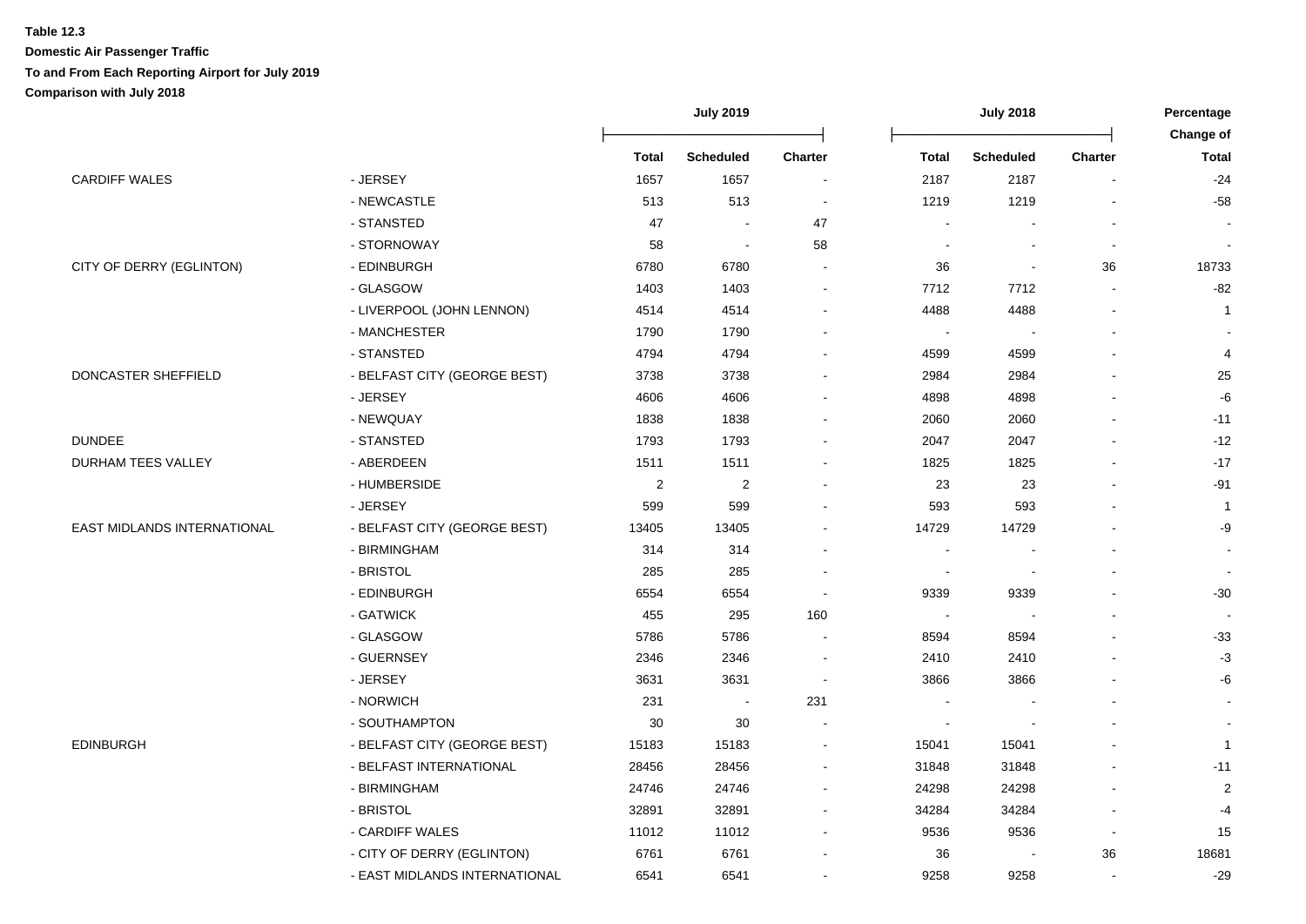**Table 12.3**

**Domestic Air Passenger Traffic**

**To and From Each Reporting Airport for July 2019**

**Comparison with July 2018**

| | | July 2019 | | | July 2018 | | | Percentage Change of |
|---|---|---|---|---|---|---|---|---|
| | | Total | Scheduled | Charter | Total | Scheduled | Charter | Total |
| CARDIFF WALES | - JERSEY | 1657 | 1657 | - | 2187 | 2187 | - | -24 |
| | - NEWCASTLE | 513 | 513 | - | 1219 | 1219 | - | -58 |
| | - STANSTED | 47 | - | 47 | - | - | - | - |
| | - STORNOWAY | 58 | - | 58 | - | - | - | - |
| CITY OF DERRY (EGLINTON) | - EDINBURGH | 6780 | 6780 | - | 36 | - | 36 | 18733 |
| | - GLASGOW | 1403 | 1403 | - | 7712 | 7712 | - | -82 |
| | - LIVERPOOL (JOHN LENNON) | 4514 | 4514 | - | 4488 | 4488 | - | 1 |
| | - MANCHESTER | 1790 | 1790 | - | - | - | - | - |
| | - STANSTED | 4794 | 4794 | - | 4599 | 4599 | - | 4 |
| DONCASTER SHEFFIELD | - BELFAST CITY (GEORGE BEST) | 3738 | 3738 | - | 2984 | 2984 | - | 25 |
| | - JERSEY | 4606 | 4606 | - | 4898 | 4898 | - | -6 |
| | - NEWQUAY | 1838 | 1838 | - | 2060 | 2060 | - | -11 |
| DUNDEE | - STANSTED | 1793 | 1793 | - | 2047 | 2047 | - | -12 |
| DURHAM TEES VALLEY | - ABERDEEN | 1511 | 1511 | - | 1825 | 1825 | - | -17 |
| | - HUMBERSIDE | 2 | 2 | - | 23 | 23 | - | -91 |
| | - JERSEY | 599 | 599 | - | 593 | 593 | - | 1 |
| EAST MIDLANDS INTERNATIONAL | - BELFAST CITY (GEORGE BEST) | 13405 | 13405 | - | 14729 | 14729 | - | -9 |
| | - BIRMINGHAM | 314 | 314 | - | - | - | - | - |
| | - BRISTOL | 285 | 285 | - | - | - | - | - |
| | - EDINBURGH | 6554 | 6554 | - | 9339 | 9339 | - | -30 |
| | - GATWICK | 455 | 295 | 160 | - | - | - | - |
| | - GLASGOW | 5786 | 5786 | - | 8594 | 8594 | - | -33 |
| | - GUERNSEY | 2346 | 2346 | - | 2410 | 2410 | - | -3 |
| | - JERSEY | 3631 | 3631 | - | 3866 | 3866 | - | -6 |
| | - NORWICH | 231 | - | 231 | - | - | - | - |
| | - SOUTHAMPTON | 30 | 30 | - | - | - | - | - |
| EDINBURGH | - BELFAST CITY (GEORGE BEST) | 15183 | 15183 | - | 15041 | 15041 | - | 1 |
| | - BELFAST INTERNATIONAL | 28456 | 28456 | - | 31848 | 31848 | - | -11 |
| | - BIRMINGHAM | 24746 | 24746 | - | 24298 | 24298 | - | 2 |
| | - BRISTOL | 32891 | 32891 | - | 34284 | 34284 | - | -4 |
| | - CARDIFF WALES | 11012 | 11012 | - | 9536 | 9536 | - | 15 |
| | - CITY OF DERRY (EGLINTON) | 6761 | 6761 | - | 36 | - | 36 | 18681 |
| | - EAST MIDLANDS INTERNATIONAL | 6541 | 6541 | - | 9258 | 9258 | - | -29 |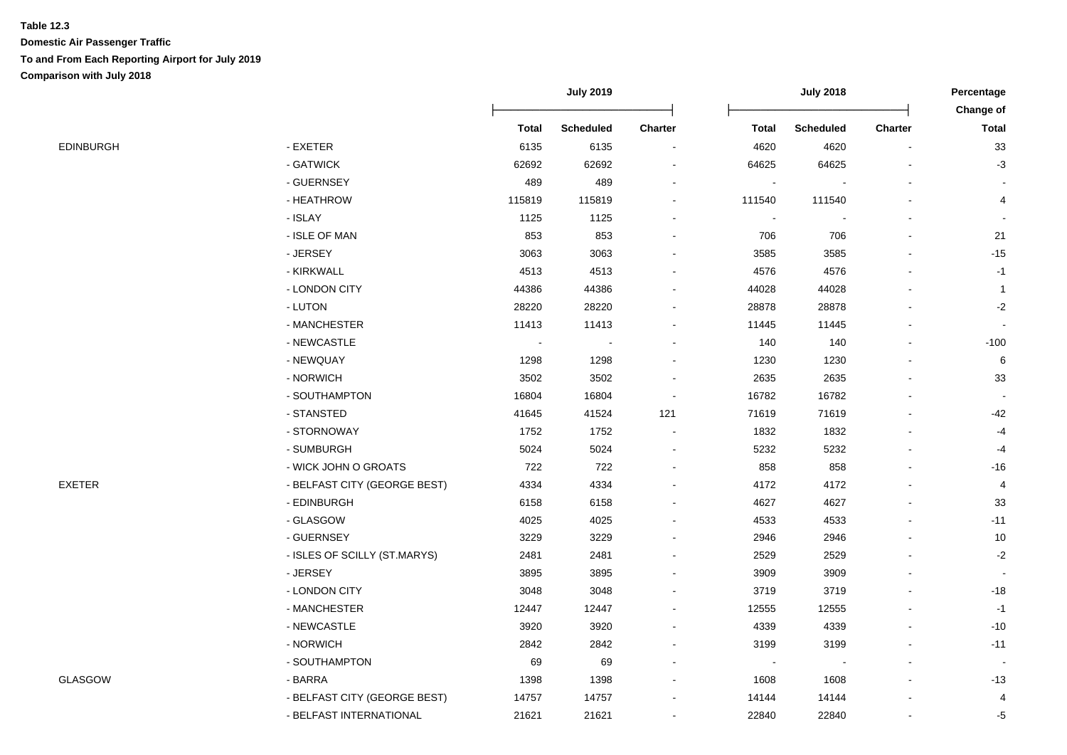**Table 12.3**

**Domestic Air Passenger Traffic**

**To and From Each Reporting Airport for July 2019**

**Comparison with July 2018**

| | | July 2019 | | | July 2018 | | | Percentage Change of |
|---|---|---|---|---|---|---|---|---|
| | | Total | Scheduled | Charter | Total | Scheduled | Charter | Total |
| EDINBURGH | - EXETER | 6135 | 6135 | - | 4620 | 4620 | - | 33 |
| | - GATWICK | 62692 | 62692 | - | 64625 | 64625 | - | -3 |
| | - GUERNSEY | 489 | 489 | - | - | - | - | - |
| | - HEATHROW | 115819 | 115819 | - | 111540 | 111540 | - | 4 |
| | - ISLAY | 1125 | 1125 | - | - | - | - | - |
| | - ISLE OF MAN | 853 | 853 | - | 706 | 706 | - | 21 |
| | - JERSEY | 3063 | 3063 | - | 3585 | 3585 | - | -15 |
| | - KIRKWALL | 4513 | 4513 | - | 4576 | 4576 | - | -1 |
| | - LONDON CITY | 44386 | 44386 | - | 44028 | 44028 | - | 1 |
| | - LUTON | 28220 | 28220 | - | 28878 | 28878 | - | -2 |
| | - MANCHESTER | 11413 | 11413 | - | 11445 | 11445 | - | - |
| | - NEWCASTLE | - | - | - | 140 | 140 | - | -100 |
| | - NEWQUAY | 1298 | 1298 | - | 1230 | 1230 | - | 6 |
| | - NORWICH | 3502 | 3502 | - | 2635 | 2635 | - | 33 |
| | - SOUTHAMPTON | 16804 | 16804 | - | 16782 | 16782 | - | - |
| | - STANSTED | 41645 | 41524 | 121 | 71619 | 71619 | - | -42 |
| | - STORNOWAY | 1752 | 1752 | - | 1832 | 1832 | - | -4 |
| | - SUMBURGH | 5024 | 5024 | - | 5232 | 5232 | - | -4 |
| | - WICK JOHN O GROATS | 722 | 722 | - | 858 | 858 | - | -16 |
| EXETER | - BELFAST CITY (GEORGE BEST) | 4334 | 4334 | - | 4172 | 4172 | - | 4 |
| | - EDINBURGH | 6158 | 6158 | - | 4627 | 4627 | - | 33 |
| | - GLASGOW | 4025 | 4025 | - | 4533 | 4533 | - | -11 |
| | - GUERNSEY | 3229 | 3229 | - | 2946 | 2946 | - | 10 |
| | - ISLES OF SCILLY (ST.MARYS) | 2481 | 2481 | - | 2529 | 2529 | - | -2 |
| | - JERSEY | 3895 | 3895 | - | 3909 | 3909 | - | - |
| | - LONDON CITY | 3048 | 3048 | - | 3719 | 3719 | - | -18 |
| | - MANCHESTER | 12447 | 12447 | - | 12555 | 12555 | - | -1 |
| | - NEWCASTLE | 3920 | 3920 | - | 4339 | 4339 | - | -10 |
| | - NORWICH | 2842 | 2842 | - | 3199 | 3199 | - | -11 |
| | - SOUTHAMPTON | 69 | 69 | - | - | - | - | - |
| GLASGOW | - BARRA | 1398 | 1398 | - | 1608 | 1608 | - | -13 |
| | - BELFAST CITY (GEORGE BEST) | 14757 | 14757 | - | 14144 | 14144 | - | 4 |
| | - BELFAST INTERNATIONAL | 21621 | 21621 | - | 22840 | 22840 | - | -5 |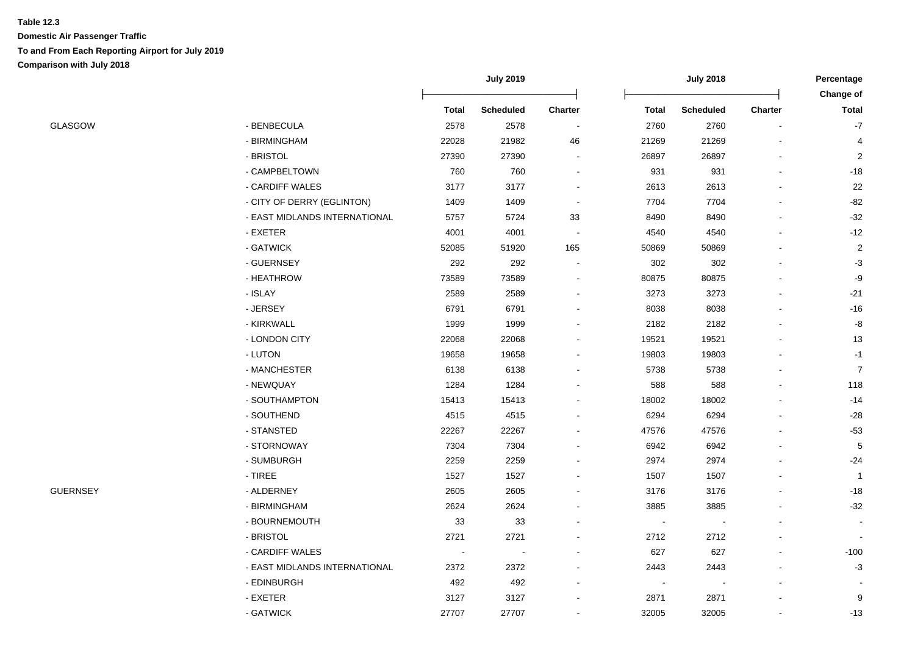**Table 12.3**

**Domestic Air Passenger Traffic**

**To and From Each Reporting Airport for July 2019**

**Comparison with July 2018**

| | | July 2019 | | | July 2018 | | | Percentage Change of |
|---|---|---|---|---|---|---|---|---|
| | | Total | Scheduled | Charter | Total | Scheduled | Charter | Total |
| GLASGOW | - BENBECULA | 2578 | 2578 | - | 2760 | 2760 | - | -7 |
| | - BIRMINGHAM | 22028 | 21982 | 46 | 21269 | 21269 | - | 4 |
| | - BRISTOL | 27390 | 27390 | - | 26897 | 26897 | - | 2 |
| | - CAMPBELTOWN | 760 | 760 | - | 931 | 931 | - | -18 |
| | - CARDIFF WALES | 3177 | 3177 | - | 2613 | 2613 | - | 22 |
| | - CITY OF DERRY (EGLINTON) | 1409 | 1409 | - | 7704 | 7704 | - | -82 |
| | - EAST MIDLANDS INTERNATIONAL | 5757 | 5724 | 33 | 8490 | 8490 | - | -32 |
| | - EXETER | 4001 | 4001 | - | 4540 | 4540 | - | -12 |
| | - GATWICK | 52085 | 51920 | 165 | 50869 | 50869 | - | 2 |
| | - GUERNSEY | 292 | 292 | - | 302 | 302 | - | -3 |
| | - HEATHROW | 73589 | 73589 | - | 80875 | 80875 | - | -9 |
| | - ISLAY | 2589 | 2589 | - | 3273 | 3273 | - | -21 |
| | - JERSEY | 6791 | 6791 | - | 8038 | 8038 | - | -16 |
| | - KIRKWALL | 1999 | 1999 | - | 2182 | 2182 | - | -8 |
| | - LONDON CITY | 22068 | 22068 | - | 19521 | 19521 | - | 13 |
| | - LUTON | 19658 | 19658 | - | 19803 | 19803 | - | -1 |
| | - MANCHESTER | 6138 | 6138 | - | 5738 | 5738 | - | 7 |
| | - NEWQUAY | 1284 | 1284 | - | 588 | 588 | - | 118 |
| | - SOUTHAMPTON | 15413 | 15413 | - | 18002 | 18002 | - | -14 |
| | - SOUTHEND | 4515 | 4515 | - | 6294 | 6294 | - | -28 |
| | - STANSTED | 22267 | 22267 | - | 47576 | 47576 | - | -53 |
| | - STORNOWAY | 7304 | 7304 | - | 6942 | 6942 | - | 5 |
| | - SUMBURGH | 2259 | 2259 | - | 2974 | 2974 | - | -24 |
| | - TIREE | 1527 | 1527 | - | 1507 | 1507 | - | 1 |
| GUERNSEY | - ALDERNEY | 2605 | 2605 | - | 3176 | 3176 | - | -18 |
| | - BIRMINGHAM | 2624 | 2624 | - | 3885 | 3885 | - | -32 |
| | - BOURNEMOUTH | 33 | 33 | - | - | - | - | - |
| | - BRISTOL | 2721 | 2721 | - | 2712 | 2712 | - | - |
| | - CARDIFF WALES | - | - | - | 627 | 627 | - | -100 |
| | - EAST MIDLANDS INTERNATIONAL | 2372 | 2372 | - | 2443 | 2443 | - | -3 |
| | - EDINBURGH | 492 | 492 | - | - | - | - | - |
| | - EXETER | 3127 | 3127 | - | 2871 | 2871 | - | 9 |
| | - GATWICK | 27707 | 27707 | - | 32005 | 32005 | - | -13 |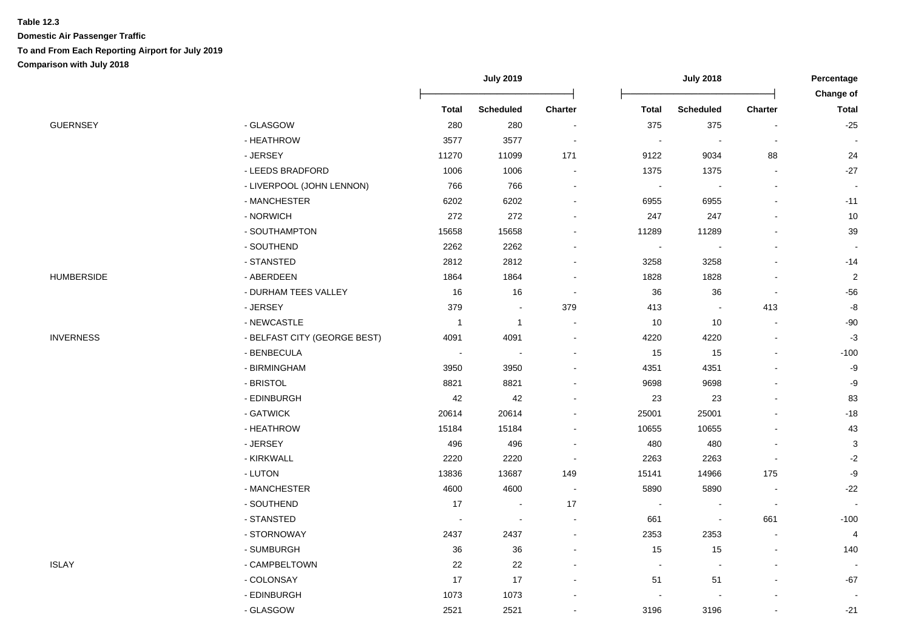**Table 12.3**

**Domestic Air Passenger Traffic**

**To and From Each Reporting Airport for July 2019**

**Comparison with July 2018**

| | | July 2019 | | | July 2018 | | | Percentage Change of |
|---|---|---|---|---|---|---|---|---|
| | | Total | Scheduled | Charter | Total | Scheduled | Charter | Total |
| GUERNSEY | - GLASGOW | 280 | 280 | - | 375 | 375 | - | -25 |
| | - HEATHROW | 3577 | 3577 | - | - | - | - | - |
| | - JERSEY | 11270 | 11099 | 171 | 9122 | 9034 | 88 | 24 |
| | - LEEDS BRADFORD | 1006 | 1006 | - | 1375 | 1375 | - | -27 |
| | - LIVERPOOL (JOHN LENNON) | 766 | 766 | - | - | - | - | - |
| | - MANCHESTER | 6202 | 6202 | - | 6955 | 6955 | - | -11 |
| | - NORWICH | 272 | 272 | - | 247 | 247 | - | 10 |
| | - SOUTHAMPTON | 15658 | 15658 | - | 11289 | 11289 | - | 39 |
| | - SOUTHEND | 2262 | 2262 | - | - | - | - | - |
| | - STANSTED | 2812 | 2812 | - | 3258 | 3258 | - | -14 |
| HUMBERSIDE | - ABERDEEN | 1864 | 1864 | - | 1828 | 1828 | - | 2 |
| | - DURHAM TEES VALLEY | 16 | 16 | - | 36 | 36 | - | -56 |
| | - JERSEY | 379 | - | 379 | 413 | - | 413 | -8 |
| | - NEWCASTLE | 1 | 1 | - | 10 | 10 | - | -90 |
| INVERNESS | - BELFAST CITY (GEORGE BEST) | 4091 | 4091 | - | 4220 | 4220 | - | -3 |
| | - BENBECULA | - | - | - | 15 | 15 | - | -100 |
| | - BIRMINGHAM | 3950 | 3950 | - | 4351 | 4351 | - | -9 |
| | - BRISTOL | 8821 | 8821 | - | 9698 | 9698 | - | -9 |
| | - EDINBURGH | 42 | 42 | - | 23 | 23 | - | 83 |
| | - GATWICK | 20614 | 20614 | - | 25001 | 25001 | - | -18 |
| | - HEATHROW | 15184 | 15184 | - | 10655 | 10655 | - | 43 |
| | - JERSEY | 496 | 496 | - | 480 | 480 | - | 3 |
| | - KIRKWALL | 2220 | 2220 | - | 2263 | 2263 | - | -2 |
| | - LUTON | 13836 | 13687 | 149 | 15141 | 14966 | 175 | -9 |
| | - MANCHESTER | 4600 | 4600 | - | 5890 | 5890 | - | -22 |
| | - SOUTHEND | 17 | - | 17 | - | - | - | - |
| | - STANSTED | - | - | - | 661 | - | 661 | -100 |
| | - STORNOWAY | 2437 | 2437 | - | 2353 | 2353 | - | 4 |
| | - SUMBURGH | 36 | 36 | - | 15 | 15 | - | 140 |
| ISLAY | - CAMPBELTOWN | 22 | 22 | - | - | - | - | - |
| | - COLONSAY | 17 | 17 | - | 51 | 51 | - | -67 |
| | - EDINBURGH | 1073 | 1073 | - | - | - | - | - |
| | - GLASGOW | 2521 | 2521 | - | 3196 | 3196 | - | -21 |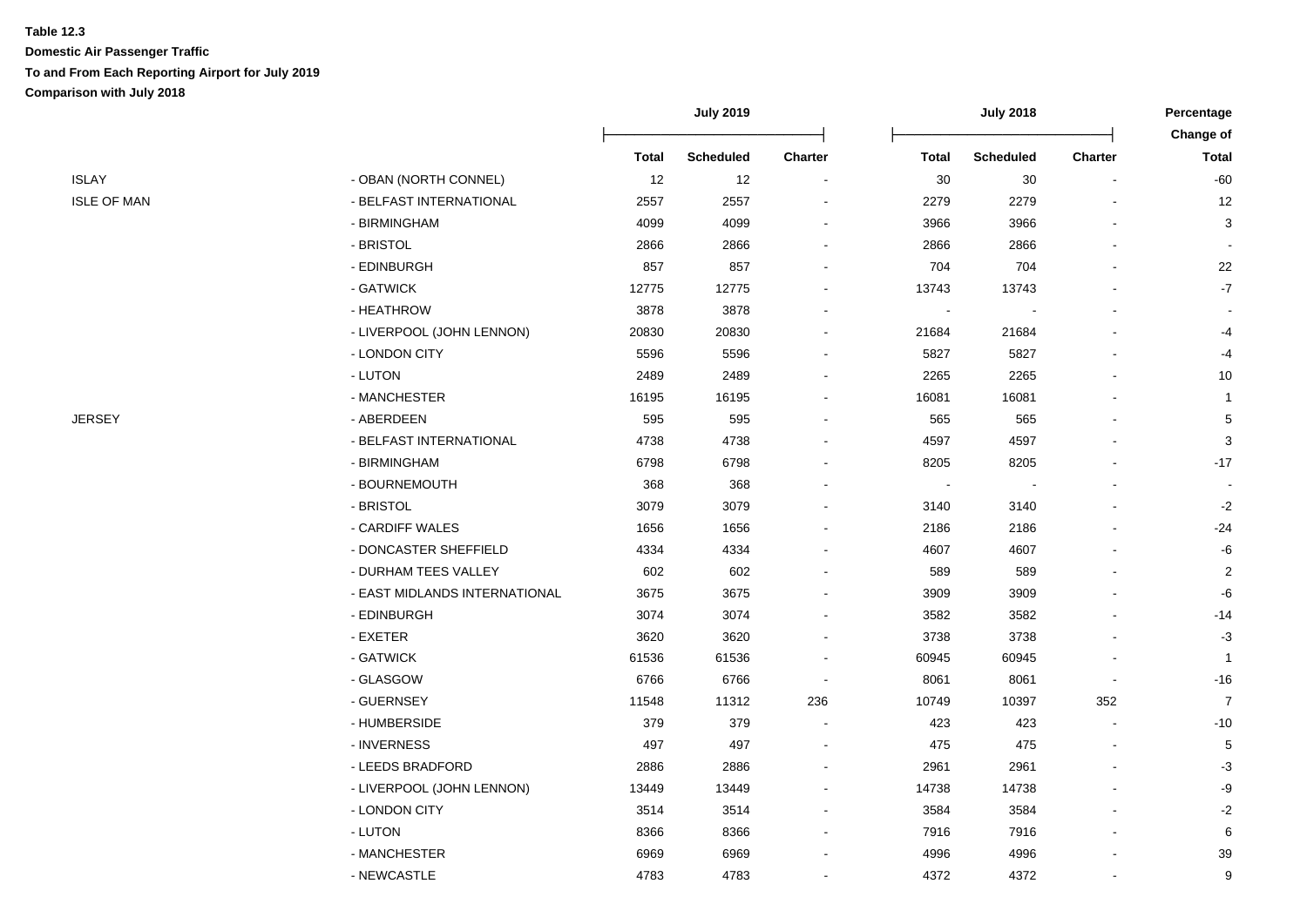**Table 12.3**

**Domestic Air Passenger Traffic**

**To and From Each Reporting Airport for July 2019**

**Comparison with July 2018**

| | | July 2019 | | | July 2018 | | | Percentage Change of |
|---|---|---|---|---|---|---|---|---|
| | | Total | Scheduled | Charter | Total | Scheduled | Charter | Total |
| ISLAY | - OBAN (NORTH CONNEL) | 12 | 12 | - | 30 | 30 | - | -60 |
| ISLE OF MAN | - BELFAST INTERNATIONAL | 2557 | 2557 | - | 2279 | 2279 | - | 12 |
| | - BIRMINGHAM | 4099 | 4099 | - | 3966 | 3966 | - | 3 |
| | - BRISTOL | 2866 | 2866 | - | 2866 | 2866 | - | - |
| | - EDINBURGH | 857 | 857 | - | 704 | 704 | - | 22 |
| | - GATWICK | 12775 | 12775 | - | 13743 | 13743 | - | -7 |
| | - HEATHROW | 3878 | 3878 | - | - | - | - | - |
| | - LIVERPOOL (JOHN LENNON) | 20830 | 20830 | - | 21684 | 21684 | - | -4 |
| | - LONDON CITY | 5596 | 5596 | - | 5827 | 5827 | - | -4 |
| | - LUTON | 2489 | 2489 | - | 2265 | 2265 | - | 10 |
| | - MANCHESTER | 16195 | 16195 | - | 16081 | 16081 | - | 1 |
| JERSEY | - ABERDEEN | 595 | 595 | - | 565 | 565 | - | 5 |
| | - BELFAST INTERNATIONAL | 4738 | 4738 | - | 4597 | 4597 | - | 3 |
| | - BIRMINGHAM | 6798 | 6798 | - | 8205 | 8205 | - | -17 |
| | - BOURNEMOUTH | 368 | 368 | - | - | - | - | - |
| | - BRISTOL | 3079 | 3079 | - | 3140 | 3140 | - | -2 |
| | - CARDIFF WALES | 1656 | 1656 | - | 2186 | 2186 | - | -24 |
| | - DONCASTER SHEFFIELD | 4334 | 4334 | - | 4607 | 4607 | - | -6 |
| | - DURHAM TEES VALLEY | 602 | 602 | - | 589 | 589 | - | 2 |
| | - EAST MIDLANDS INTERNATIONAL | 3675 | 3675 | - | 3909 | 3909 | - | -6 |
| | - EDINBURGH | 3074 | 3074 | - | 3582 | 3582 | - | -14 |
| | - EXETER | 3620 | 3620 | - | 3738 | 3738 | - | -3 |
| | - GATWICK | 61536 | 61536 | - | 60945 | 60945 | - | 1 |
| | - GLASGOW | 6766 | 6766 | - | 8061 | 8061 | - | -16 |
| | - GUERNSEY | 11548 | 11312 | 236 | 10749 | 10397 | 352 | 7 |
| | - HUMBERSIDE | 379 | 379 | - | 423 | 423 | - | -10 |
| | - INVERNESS | 497 | 497 | - | 475 | 475 | - | 5 |
| | - LEEDS BRADFORD | 2886 | 2886 | - | 2961 | 2961 | - | -3 |
| | - LIVERPOOL (JOHN LENNON) | 13449 | 13449 | - | 14738 | 14738 | - | -9 |
| | - LONDON CITY | 3514 | 3514 | - | 3584 | 3584 | - | -2 |
| | - LUTON | 8366 | 8366 | - | 7916 | 7916 | - | 6 |
| | - MANCHESTER | 6969 | 6969 | - | 4996 | 4996 | - | 39 |
| | - NEWCASTLE | 4783 | 4783 | - | 4372 | 4372 | - | 9 |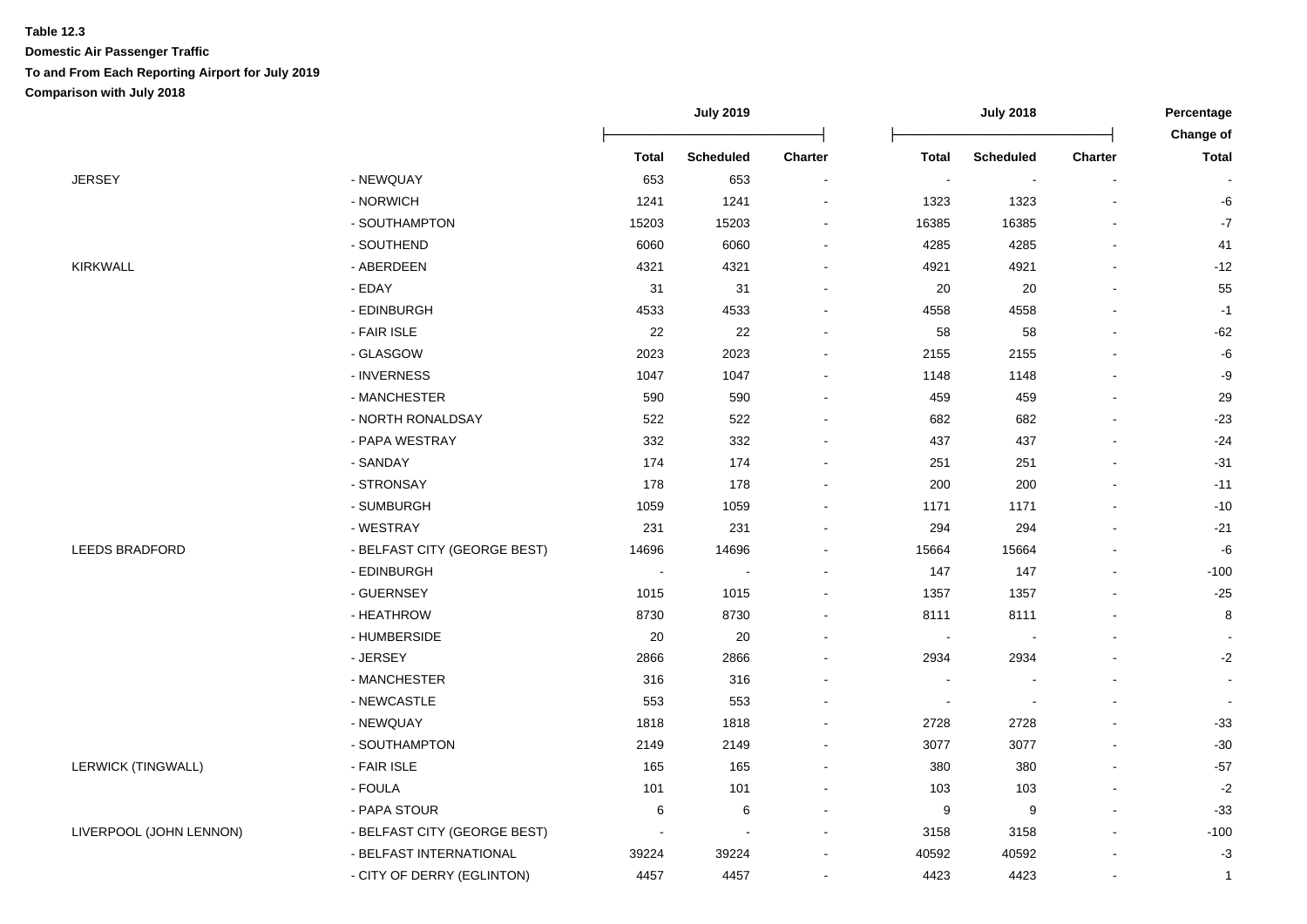**Table 12.3**

**Domestic Air Passenger Traffic**

**To and From Each Reporting Airport for July 2019**

**Comparison with July 2018**

| | | July 2019 | | | July 2018 | | | Percentage Change of |
|---|---|---|---|---|---|---|---|---|
| | | Total | Scheduled | Charter | Total | Scheduled | Charter | Total |
| JERSEY | - NEWQUAY | 653 | 653 | - | - | - | - | - |
| | - NORWICH | 1241 | 1241 | - | 1323 | 1323 | - | -6 |
| | - SOUTHAMPTON | 15203 | 15203 | - | 16385 | 16385 | - | -7 |
| | - SOUTHEND | 6060 | 6060 | - | 4285 | 4285 | - | 41 |
| KIRKWALL | - ABERDEEN | 4321 | 4321 | - | 4921 | 4921 | - | -12 |
| | - EDAY | 31 | 31 | - | 20 | 20 | - | 55 |
| | - EDINBURGH | 4533 | 4533 | - | 4558 | 4558 | - | -1 |
| | - FAIR ISLE | 22 | 22 | - | 58 | 58 | - | -62 |
| | - GLASGOW | 2023 | 2023 | - | 2155 | 2155 | - | -6 |
| | - INVERNESS | 1047 | 1047 | - | 1148 | 1148 | - | -9 |
| | - MANCHESTER | 590 | 590 | - | 459 | 459 | - | 29 |
| | - NORTH RONALDSAY | 522 | 522 | - | 682 | 682 | - | -23 |
| | - PAPA WESTRAY | 332 | 332 | - | 437 | 437 | - | -24 |
| | - SANDAY | 174 | 174 | - | 251 | 251 | - | -31 |
| | - STRONSAY | 178 | 178 | - | 200 | 200 | - | -11 |
| | - SUMBURGH | 1059 | 1059 | - | 1171 | 1171 | - | -10 |
| | - WESTRAY | 231 | 231 | - | 294 | 294 | - | -21 |
| LEEDS BRADFORD | - BELFAST CITY (GEORGE BEST) | 14696 | 14696 | - | 15664 | 15664 | - | -6 |
| | - EDINBURGH | - | - | - | 147 | 147 | - | -100 |
| | - GUERNSEY | 1015 | 1015 | - | 1357 | 1357 | - | -25 |
| | - HEATHROW | 8730 | 8730 | - | 8111 | 8111 | - | 8 |
| | - HUMBERSIDE | 20 | 20 | - | - | - | - | - |
| | - JERSEY | 2866 | 2866 | - | 2934 | 2934 | - | -2 |
| | - MANCHESTER | 316 | 316 | - | - | - | - | - |
| | - NEWCASTLE | 553 | 553 | - | - | - | - | - |
| | - NEWQUAY | 1818 | 1818 | - | 2728 | 2728 | - | -33 |
| | - SOUTHAMPTON | 2149 | 2149 | - | 3077 | 3077 | - | -30 |
| LERWICK (TINGWALL) | - FAIR ISLE | 165 | 165 | - | 380 | 380 | - | -57 |
| | - FOULA | 101 | 101 | - | 103 | 103 | - | -2 |
| | - PAPA STOUR | 6 | 6 | - | 9 | 9 | - | -33 |
| LIVERPOOL (JOHN LENNON) | - BELFAST CITY (GEORGE BEST) | - | - | - | 3158 | 3158 | - | -100 |
| | - BELFAST INTERNATIONAL | 39224 | 39224 | - | 40592 | 40592 | - | -3 |
| | - CITY OF DERRY (EGLINTON) | 4457 | 4457 | - | 4423 | 4423 | - | 1 |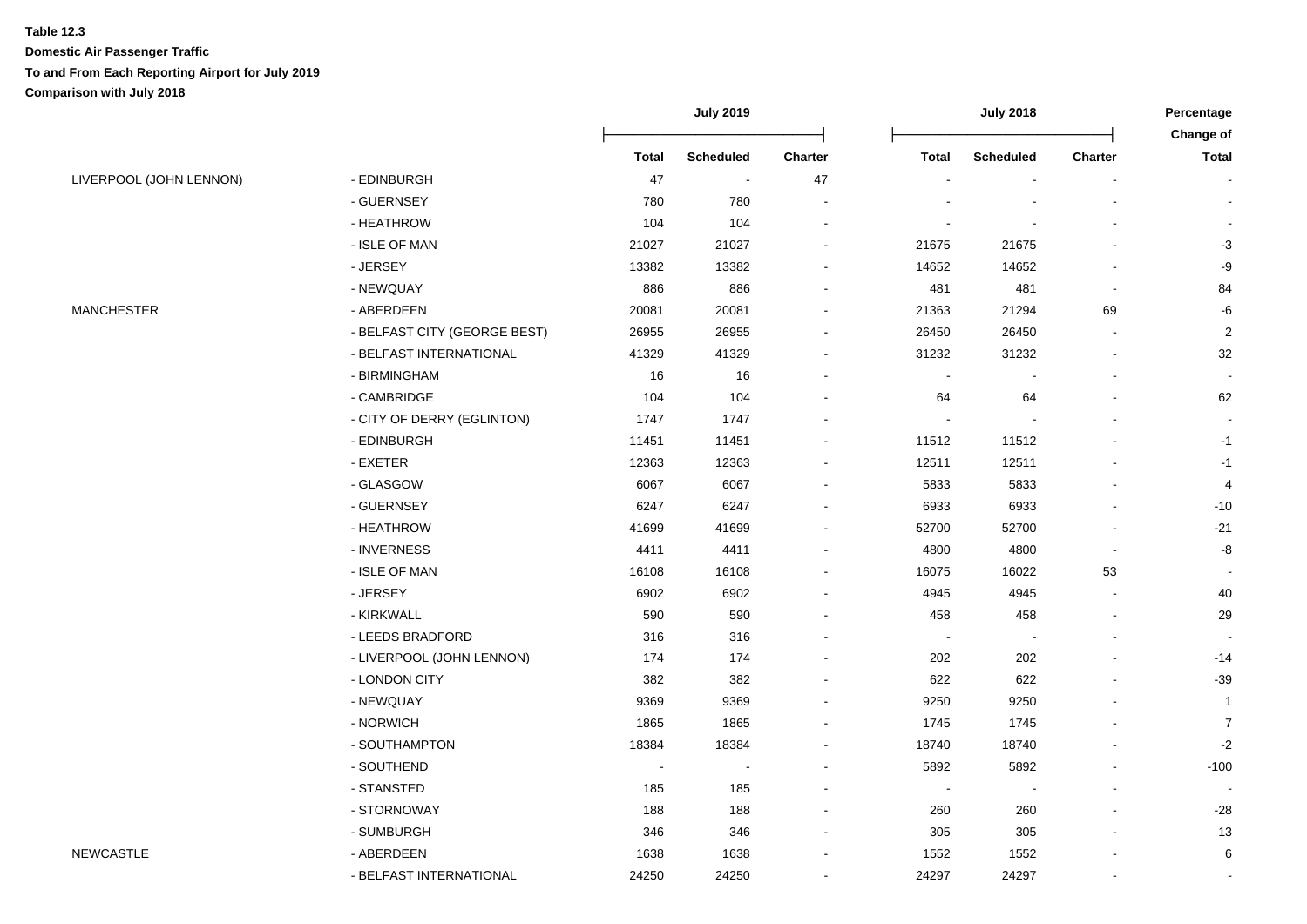**Table 12.3**

**Domestic Air Passenger Traffic**

**To and From Each Reporting Airport for July 2019**

**Comparison with July 2018**

| | | July 2019 | | | July 2018 | | | Percentage Change of |
|---|---|---|---|---|---|---|---|---|
| | | Total | Scheduled | Charter | Total | Scheduled | Charter | Total |
| LIVERPOOL (JOHN LENNON) | - EDINBURGH | 47 | - | 47 | - | - | - | - |
| | - GUERNSEY | 780 | 780 | - | - | - | - | - |
| | - HEATHROW | 104 | 104 | - | - | - | - | - |
| | - ISLE OF MAN | 21027 | 21027 | - | 21675 | 21675 | - | -3 |
| | - JERSEY | 13382 | 13382 | - | 14652 | 14652 | - | -9 |
| | - NEWQUAY | 886 | 886 | - | 481 | 481 | - | 84 |
| MANCHESTER | - ABERDEEN | 20081 | 20081 | - | 21363 | 21294 | 69 | -6 |
| | - BELFAST CITY (GEORGE BEST) | 26955 | 26955 | - | 26450 | 26450 | - | 2 |
| | - BELFAST INTERNATIONAL | 41329 | 41329 | - | 31232 | 31232 | - | 32 |
| | - BIRMINGHAM | 16 | 16 | - | - | - | - | - |
| | - CAMBRIDGE | 104 | 104 | - | 64 | 64 | - | 62 |
| | - CITY OF DERRY (EGLINTON) | 1747 | 1747 | - | - | - | - | - |
| | - EDINBURGH | 11451 | 11451 | - | 11512 | 11512 | - | -1 |
| | - EXETER | 12363 | 12363 | - | 12511 | 12511 | - | -1 |
| | - GLASGOW | 6067 | 6067 | - | 5833 | 5833 | - | 4 |
| | - GUERNSEY | 6247 | 6247 | - | 6933 | 6933 | - | -10 |
| | - HEATHROW | 41699 | 41699 | - | 52700 | 52700 | - | -21 |
| | - INVERNESS | 4411 | 4411 | - | 4800 | 4800 | - | -8 |
| | - ISLE OF MAN | 16108 | 16108 | - | 16075 | 16022 | 53 | - |
| | - JERSEY | 6902 | 6902 | - | 4945 | 4945 | - | 40 |
| | - KIRKWALL | 590 | 590 | - | 458 | 458 | - | 29 |
| | - LEEDS BRADFORD | 316 | 316 | - | - | - | - | - |
| | - LIVERPOOL (JOHN LENNON) | 174 | 174 | - | 202 | 202 | - | -14 |
| | - LONDON CITY | 382 | 382 | - | 622 | 622 | - | -39 |
| | - NEWQUAY | 9369 | 9369 | - | 9250 | 9250 | - | 1 |
| | - NORWICH | 1865 | 1865 | - | 1745 | 1745 | - | 7 |
| | - SOUTHAMPTON | 18384 | 18384 | - | 18740 | 18740 | - | -2 |
| | - SOUTHEND | - | - | - | 5892 | 5892 | - | -100 |
| | - STANSTED | 185 | 185 | - | - | - | - | - |
| | - STORNOWAY | 188 | 188 | - | 260 | 260 | - | -28 |
| | - SUMBURGH | 346 | 346 | - | 305 | 305 | - | 13 |
| NEWCASTLE | - ABERDEEN | 1638 | 1638 | - | 1552 | 1552 | - | 6 |
| | - BELFAST INTERNATIONAL | 24250 | 24250 | - | 24297 | 24297 | - | - |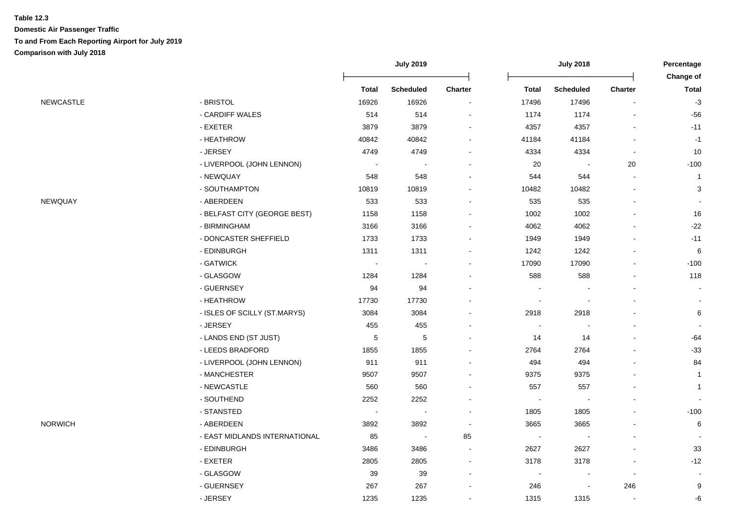**Table 12.3**

**Domestic Air Passenger Traffic**

**To and From Each Reporting Airport for July 2019**

**Comparison with July 2018**

| | | July 2019 | | | July 2018 | | | Percentage Change of |
|---|---|---|---|---|---|---|---|---|
| | | Total | Scheduled | Charter | Total | Scheduled | Charter | Total |
| NEWCASTLE | - BRISTOL | 16926 | 16926 | - | 17496 | 17496 | - | -3 |
| | - CARDIFF WALES | 514 | 514 | - | 1174 | 1174 | - | -56 |
| | - EXETER | 3879 | 3879 | - | 4357 | 4357 | - | -11 |
| | - HEATHROW | 40842 | 40842 | - | 41184 | 41184 | - | -1 |
| | - JERSEY | 4749 | 4749 | - | 4334 | 4334 | - | 10 |
| | - LIVERPOOL (JOHN LENNON) | - | - | - | 20 | - | 20 | -100 |
| | - NEWQUAY | 548 | 548 | - | 544 | 544 | - | 1 |
| | - SOUTHAMPTON | 10819 | 10819 | - | 10482 | 10482 | - | 3 |
| NEWQUAY | - ABERDEEN | 533 | 533 | - | 535 | 535 | - | - |
| | - BELFAST CITY (GEORGE BEST) | 1158 | 1158 | - | 1002 | 1002 | - | 16 |
| | - BIRMINGHAM | 3166 | 3166 | - | 4062 | 4062 | - | -22 |
| | - DONCASTER SHEFFIELD | 1733 | 1733 | - | 1949 | 1949 | - | -11 |
| | - EDINBURGH | 1311 | 1311 | - | 1242 | 1242 | - | 6 |
| | - GATWICK | - | - | - | 17090 | 17090 | - | -100 |
| | - GLASGOW | 1284 | 1284 | - | 588 | 588 | - | 118 |
| | - GUERNSEY | 94 | 94 | - | - | - | - | - |
| | - HEATHROW | 17730 | 17730 | - | - | - | - | - |
| | - ISLES OF SCILLY (ST.MARYS) | 3084 | 3084 | - | 2918 | 2918 | - | 6 |
| | - JERSEY | 455 | 455 | - | - | - | - | - |
| | - LANDS END (ST JUST) | 5 | 5 | - | 14 | 14 | - | -64 |
| | - LEEDS BRADFORD | 1855 | 1855 | - | 2764 | 2764 | - | -33 |
| | - LIVERPOOL (JOHN LENNON) | 911 | 911 | - | 494 | 494 | - | 84 |
| | - MANCHESTER | 9507 | 9507 | - | 9375 | 9375 | - | 1 |
| | - NEWCASTLE | 560 | 560 | - | 557 | 557 | - | 1 |
| | - SOUTHEND | 2252 | 2252 | - | - | - | - | - |
| | - STANSTED | - | - | - | 1805 | 1805 | - | -100 |
| NORWICH | - ABERDEEN | 3892 | 3892 | - | 3665 | 3665 | - | 6 |
| | - EAST MIDLANDS INTERNATIONAL | 85 | - | 85 | - | - | - | - |
| | - EDINBURGH | 3486 | 3486 | - | 2627 | 2627 | - | 33 |
| | - EXETER | 2805 | 2805 | - | 3178 | 3178 | - | -12 |
| | - GLASGOW | 39 | 39 | - | - | - | - | - |
| | - GUERNSEY | 267 | 267 | - | 246 | - | 246 | 9 |
| | - JERSEY | 1235 | 1235 | - | 1315 | 1315 | - | -6 |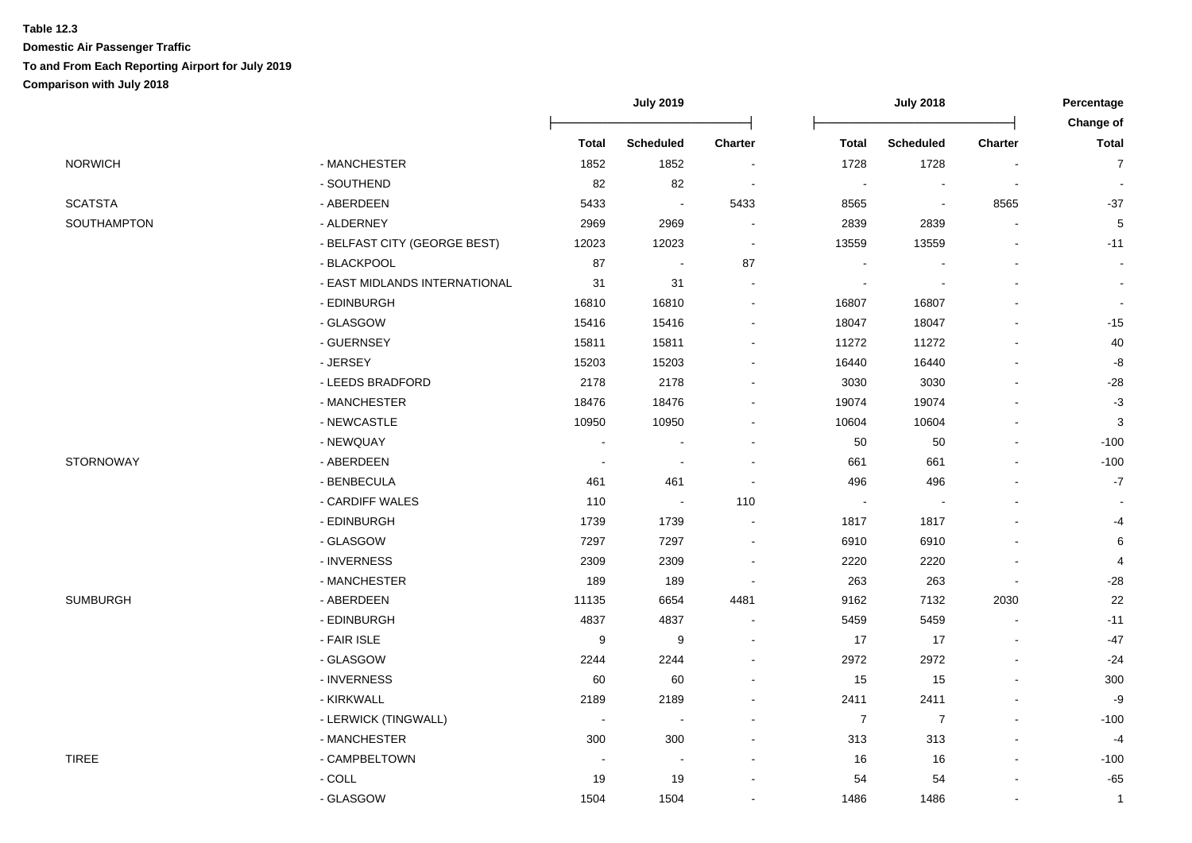**Table 12.3**

**Domestic Air Passenger Traffic**

**To and From Each Reporting Airport for July 2019**

**Comparison with July 2018**

| | | July 2019 | | | July 2018 | | | Percentage Change of |
|---|---|---|---|---|---|---|---|---|
| | | **Total** | **Scheduled** | **Charter** | **Total** | **Scheduled** | **Charter** | **Total** |
| NORWICH | - MANCHESTER | 1852 | 1852 | - | 1728 | 1728 | - | 7 |
| | - SOUTHEND | 82 | 82 | - | - | - | - | - |
| SCATSTA | - ABERDEEN | 5433 | - | 5433 | 8565 | - | 8565 | -37 |
| SOUTHAMPTON | - ALDERNEY | 2969 | 2969 | - | 2839 | 2839 | - | 5 |
| | - BELFAST CITY (GEORGE BEST) | 12023 | 12023 | - | 13559 | 13559 | - | -11 |
| | - BLACKPOOL | 87 | - | 87 | - | - | - | - |
| | - EAST MIDLANDS INTERNATIONAL | 31 | 31 | - | - | - | - | - |
| | - EDINBURGH | 16810 | 16810 | - | 16807 | 16807 | - | - |
| | - GLASGOW | 15416 | 15416 | - | 18047 | 18047 | - | -15 |
| | - GUERNSEY | 15811 | 15811 | - | 11272 | 11272 | - | 40 |
| | - JERSEY | 15203 | 15203 | - | 16440 | 16440 | - | -8 |
| | - LEEDS BRADFORD | 2178 | 2178 | - | 3030 | 3030 | - | -28 |
| | - MANCHESTER | 18476 | 18476 | - | 19074 | 19074 | - | -3 |
| | - NEWCASTLE | 10950 | 10950 | - | 10604 | 10604 | - | 3 |
| | - NEWQUAY | - | - | - | 50 | 50 | - | -100 |
| STORNOWAY | - ABERDEEN | - | - | - | 661 | 661 | - | -100 |
| | - BENBECULA | 461 | 461 | - | 496 | 496 | - | -7 |
| | - CARDIFF WALES | 110 | - | 110 | - | - | - | - |
| | - EDINBURGH | 1739 | 1739 | - | 1817 | 1817 | - | -4 |
| | - GLASGOW | 7297 | 7297 | - | 6910 | 6910 | - | 6 |
| | - INVERNESS | 2309 | 2309 | - | 2220 | 2220 | - | 4 |
| | - MANCHESTER | 189 | 189 | - | 263 | 263 | - | -28 |
| SUMBURGH | - ABERDEEN | 11135 | 6654 | 4481 | 9162 | 7132 | 2030 | 22 |
| | - EDINBURGH | 4837 | 4837 | - | 5459 | 5459 | - | -11 |
| | - FAIR ISLE | 9 | 9 | - | 17 | 17 | - | -47 |
| | - GLASGOW | 2244 | 2244 | - | 2972 | 2972 | - | -24 |
| | - INVERNESS | 60 | 60 | - | 15 | 15 | - | 300 |
| | - KIRKWALL | 2189 | 2189 | - | 2411 | 2411 | - | -9 |
| | - LERWICK (TINGWALL) | - | - | - | 7 | 7 | - | -100 |
| | - MANCHESTER | 300 | 300 | - | 313 | 313 | - | -4 |
| TIREE | - CAMPBELTOWN | - | - | - | 16 | 16 | - | -100 |
| | - COLL | 19 | 19 | - | 54 | 54 | - | -65 |
| | - GLASGOW | 1504 | 1504 | - | 1486 | 1486 | - | 1 |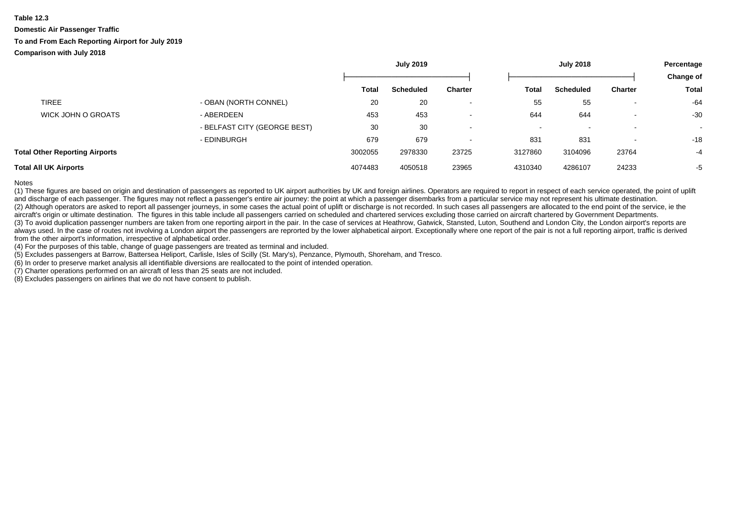**Table 12.3**

**Domestic Air Passenger Traffic**

**To and From Each Reporting Airport for July 2019**

**Comparison with July 2018**

| | | July 2019 | | | July 2018 | | | Percentage Change of |
|---|---|---|---|---|---|---|---|---|
| | | Total | Scheduled | Charter | Total | Scheduled | Charter | Total |
| TIREE | - OBAN (NORTH CONNEL) | 20 | 20 | - | 55 | 55 | - | -64 |
| WICK JOHN O GROATS | - ABERDEEN | 453 | 453 | - | 644 | 644 | - | -30 |
| | - BELFAST CITY (GEORGE BEST) | 30 | 30 | - | - | - | - | - |
| | - EDINBURGH | 679 | 679 | - | 831 | 831 | - | -18 |
| **Total Other Reporting Airports** | | 3002055 | 2978330 | 23725 | 3127860 | 3104096 | 23764 | -4 |
| **Total All UK Airports** | | 4074483 | 4050518 | 23965 | 4310340 | 4286107 | 24233 | -5 |

Notes

(1) These figures are based on origin and destination of passengers as reported to UK airport authorities by UK and foreign airlines. Operators are required to report in respect of each service operated, the point of uplift and discharge of each passenger. The figures may not reflect a passenger's entire air journey: the point at which a passenger disembarks from a particular service may not represent his ultimate destination.

(2) Although operators are asked to report all passenger journeys, in some cases the actual point of uplift or discharge is not recorded. In such cases all passengers are allocated to the end point of the service, ie the aircraft's origin or ultimate destination. The figures in this table include all passengers carried on scheduled and chartered services excluding those carried on aircraft chartered by Government Departments.

(3) To avoid duplication passenger numbers are taken from one reporting airport in the pair. In the case of services at Heathrow, Gatwick, Stansted, Luton, Southend and London City, the London airport's reports are always used. In the case of routes not involving a London airport the passengers are reprorted by the lower alphabetical airport. Exceptionally where one report of the pair is not a full reporting airport, traffic is derived from the other airport's information, irrespective of alphabetical order.

(4) For the purposes of this table, change of guage passengers are treated as terminal and included.

(5) Excludes passengers at Barrow, Battersea Heliport, Carlisle, Isles of Scilly (St. Mary's), Penzance, Plymouth, Shoreham, and Tresco.

(6) In order to preserve market analysis all identifiable diversions are reallocated to the point of intended operation.

(7) Charter operations performed on an aircraft of less than 25 seats are not included.

(8) Excludes passengers on airlines that we do not have consent to publish.